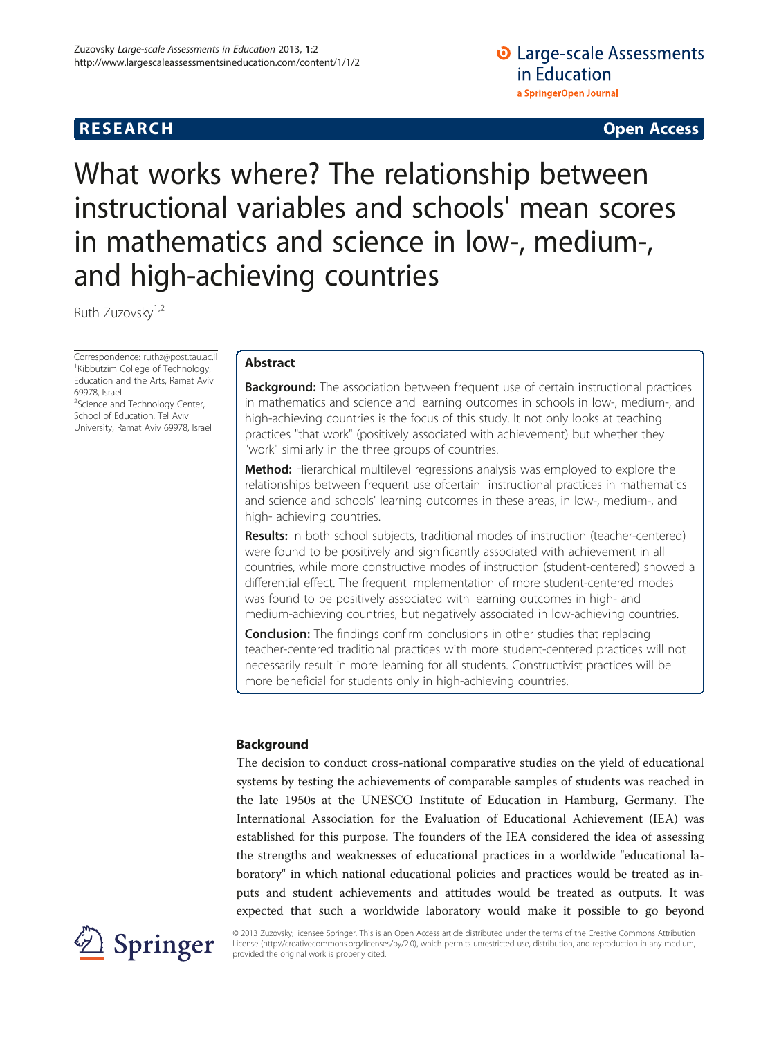**RESEARCH** **Open Access**

# What works where? The relationship between instructional variables and schools' mean scores in mathematics and science in low-, medium-, and high-achieving countries

Ruth Zuzovsky[1,2]

Correspondence: ruthz@post.tau.ac.il
[1]Kibbutzim College of Technology, Education and the Arts, Ramat Aviv 69978, Israel
[2]Science and Technology Center, School of Education, Tel Aviv University, Ramat Aviv 69978, Israel

## Abstract

**Background:** The association between frequent use of certain instructional practices in mathematics and science and learning outcomes in schools in low-, medium-, and high-achieving countries is the focus of this study. It not only looks at teaching practices "that work" (positively associated with achievement) but whether they "work" similarly in the three groups of countries.

**Method:** Hierarchical multilevel regressions analysis was employed to explore the relationships between frequent use ofcertain instructional practices in mathematics and science and schools' learning outcomes in these areas, in low-, medium-, and high- achieving countries.

**Results:** In both school subjects, traditional modes of instruction (teacher-centered) were found to be positively and significantly associated with achievement in all countries, while more constructive modes of instruction (student-centered) showed a differential effect. The frequent implementation of more student-centered modes was found to be positively associated with learning outcomes in high- and medium-achieving countries, but negatively associated in low-achieving countries.

**Conclusion:** The findings confirm conclusions in other studies that replacing teacher-centered traditional practices with more student-centered practices will not necessarily result in more learning for all students. Constructivist practices will be more beneficial for students only in high-achieving countries.

## Background

The decision to conduct cross-national comparative studies on the yield of educational systems by testing the achievements of comparable samples of students was reached in the late 1950s at the UNESCO Institute of Education in Hamburg, Germany. The International Association for the Evaluation of Educational Achievement (IEA) was established for this purpose. The founders of the IEA considered the idea of assessing the strengths and weaknesses of educational practices in a worldwide "educational laboratory" in which national educational policies and practices would be treated as inputs and student achievements and attitudes would be treated as outputs. It was expected that such a worldwide laboratory would make it possible to go beyond

© 2013 Zuzovsky; licensee Springer. This is an Open Access article distributed under the terms of the Creative Commons Attribution License (http://creativecommons.org/licenses/by/2.0), which permits unrestricted use, distribution, and reproduction in any medium, provided the original work is properly cited.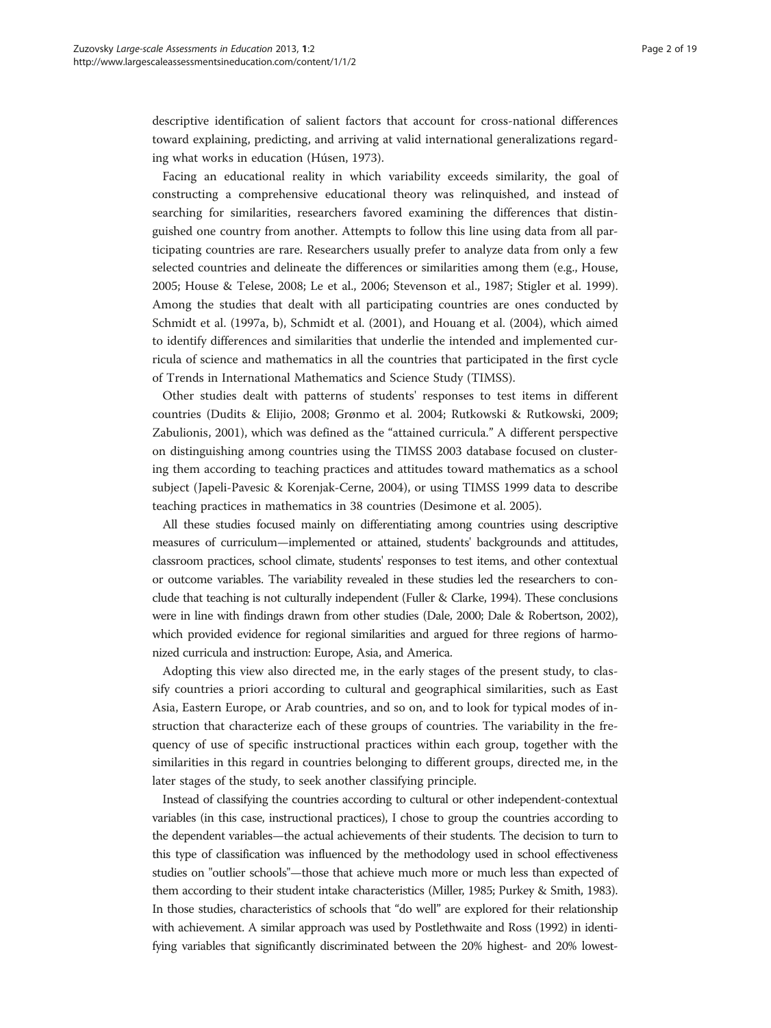descriptive identification of salient factors that account for cross-national differences toward explaining, predicting, and arriving at valid international generalizations regarding what works in education (Húsen, 1973).

Facing an educational reality in which variability exceeds similarity, the goal of constructing a comprehensive educational theory was relinquished, and instead of searching for similarities, researchers favored examining the differences that distinguished one country from another. Attempts to follow this line using data from all participating countries are rare. Researchers usually prefer to analyze data from only a few selected countries and delineate the differences or similarities among them (e.g., House, 2005; House & Telese, 2008; Le et al., 2006; Stevenson et al., 1987; Stigler et al. 1999). Among the studies that dealt with all participating countries are ones conducted by Schmidt et al. (1997a, b), Schmidt et al. (2001), and Houang et al. (2004), which aimed to identify differences and similarities that underlie the intended and implemented curricula of science and mathematics in all the countries that participated in the first cycle of Trends in International Mathematics and Science Study (TIMSS).

Other studies dealt with patterns of students' responses to test items in different countries (Dudits & Elijio, 2008; Grønmo et al. 2004; Rutkowski & Rutkowski, 2009; Zabulionis, 2001), which was defined as the "attained curricula." A different perspective on distinguishing among countries using the TIMSS 2003 database focused on clustering them according to teaching practices and attitudes toward mathematics as a school subject (Japeli-Pavesic & Korenjak-Cerne, 2004), or using TIMSS 1999 data to describe teaching practices in mathematics in 38 countries (Desimone et al. 2005).

All these studies focused mainly on differentiating among countries using descriptive measures of curriculum—implemented or attained, students' backgrounds and attitudes, classroom practices, school climate, students' responses to test items, and other contextual or outcome variables. The variability revealed in these studies led the researchers to conclude that teaching is not culturally independent (Fuller & Clarke, 1994). These conclusions were in line with findings drawn from other studies (Dale, 2000; Dale & Robertson, 2002), which provided evidence for regional similarities and argued for three regions of harmonized curricula and instruction: Europe, Asia, and America.

Adopting this view also directed me, in the early stages of the present study, to classify countries a priori according to cultural and geographical similarities, such as East Asia, Eastern Europe, or Arab countries, and so on, and to look for typical modes of instruction that characterize each of these groups of countries. The variability in the frequency of use of specific instructional practices within each group, together with the similarities in this regard in countries belonging to different groups, directed me, in the later stages of the study, to seek another classifying principle.

Instead of classifying the countries according to cultural or other independent-contextual variables (in this case, instructional practices), I chose to group the countries according to the dependent variables—the actual achievements of their students. The decision to turn to this type of classification was influenced by the methodology used in school effectiveness studies on "outlier schools"—those that achieve much more or much less than expected of them according to their student intake characteristics (Miller, 1985; Purkey & Smith, 1983). In those studies, characteristics of schools that "do well" are explored for their relationship with achievement. A similar approach was used by Postlethwaite and Ross (1992) in identifying variables that significantly discriminated between the 20% highest- and 20% lowest-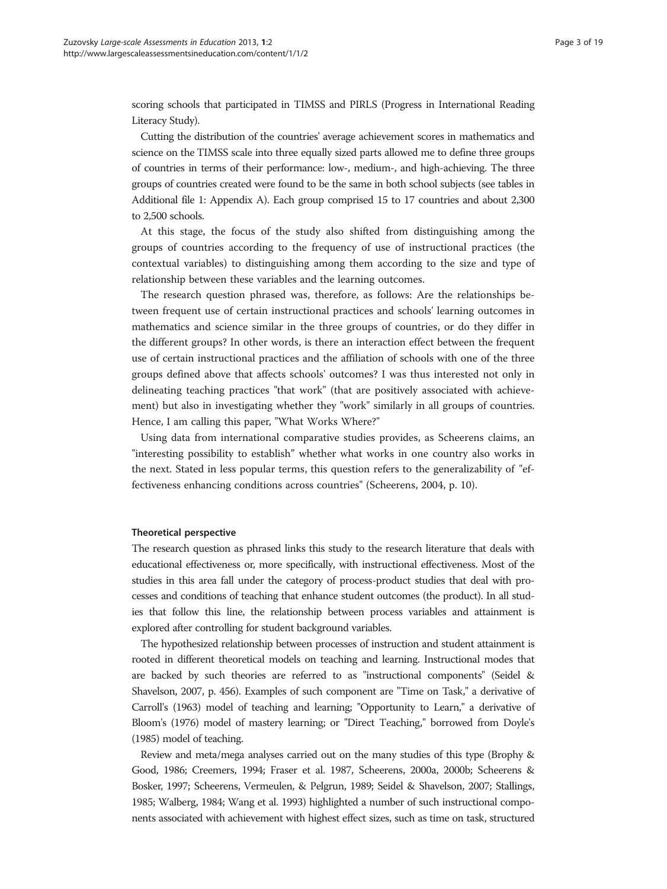scoring schools that participated in TIMSS and PIRLS (Progress in International Reading Literacy Study).

Cutting the distribution of the countries' average achievement scores in mathematics and science on the TIMSS scale into three equally sized parts allowed me to define three groups of countries in terms of their performance: low-, medium-, and high-achieving. The three groups of countries created were found to be the same in both school subjects (see tables in Additional file 1: Appendix A). Each group comprised 15 to 17 countries and about 2,300 to 2,500 schools.

At this stage, the focus of the study also shifted from distinguishing among the groups of countries according to the frequency of use of instructional practices (the contextual variables) to distinguishing among them according to the size and type of relationship between these variables and the learning outcomes.

The research question phrased was, therefore, as follows: Are the relationships between frequent use of certain instructional practices and schools' learning outcomes in mathematics and science similar in the three groups of countries, or do they differ in the different groups? In other words, is there an interaction effect between the frequent use of certain instructional practices and the affiliation of schools with one of the three groups defined above that affects schools' outcomes? I was thus interested not only in delineating teaching practices "that work" (that are positively associated with achievement) but also in investigating whether they "work" similarly in all groups of countries. Hence, I am calling this paper, "What Works Where?"

Using data from international comparative studies provides, as Scheerens claims, an "interesting possibility to establish" whether what works in one country also works in the next. Stated in less popular terms, this question refers to the generalizability of "effectiveness enhancing conditions across countries" (Scheerens, 2004, p. 10).

### Theoretical perspective

The research question as phrased links this study to the research literature that deals with educational effectiveness or, more specifically, with instructional effectiveness. Most of the studies in this area fall under the category of process-product studies that deal with processes and conditions of teaching that enhance student outcomes (the product). In all studies that follow this line, the relationship between process variables and attainment is explored after controlling for student background variables.

The hypothesized relationship between processes of instruction and student attainment is rooted in different theoretical models on teaching and learning. Instructional modes that are backed by such theories are referred to as "instructional components" (Seidel & Shavelson, 2007, p. 456). Examples of such component are "Time on Task," a derivative of Carroll's (1963) model of teaching and learning; "Opportunity to Learn," a derivative of Bloom's (1976) model of mastery learning; or "Direct Teaching," borrowed from Doyle's (1985) model of teaching.

Review and meta/mega analyses carried out on the many studies of this type (Brophy & Good, 1986; Creemers, 1994; Fraser et al. 1987, Scheerens, 2000a, 2000b; Scheerens & Bosker, 1997; Scheerens, Vermeulen, & Pelgrun, 1989; Seidel & Shavelson, 2007; Stallings, 1985; Walberg, 1984; Wang et al. 1993) highlighted a number of such instructional components associated with achievement with highest effect sizes, such as time on task, structured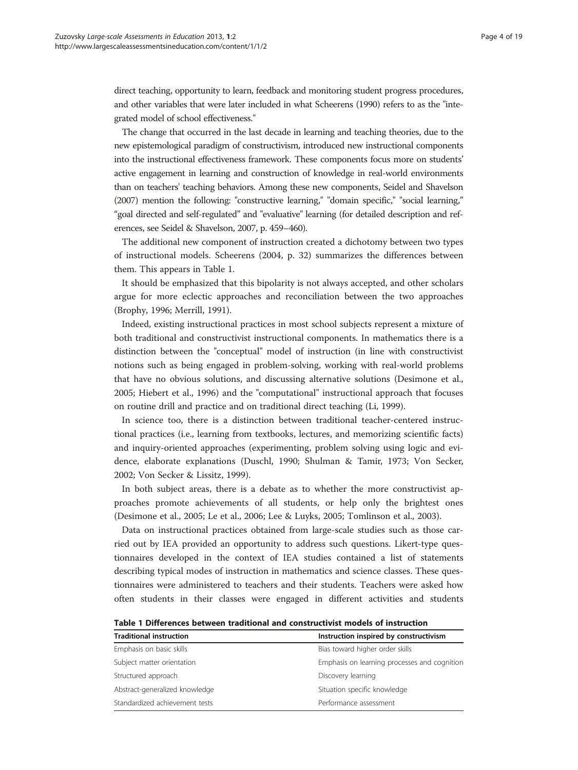direct teaching, opportunity to learn, feedback and monitoring student progress procedures, and other variables that were later included in what Scheerens (1990) refers to as the "integrated model of school effectiveness."

The change that occurred in the last decade in learning and teaching theories, due to the new epistemological paradigm of constructivism, introduced new instructional components into the instructional effectiveness framework. These components focus more on students' active engagement in learning and construction of knowledge in real-world environments than on teachers' teaching behaviors. Among these new components, Seidel and Shavelson (2007) mention the following: "constructive learning," "domain specific," "social learning," "goal directed and self-regulated" and "evaluative" learning (for detailed description and references, see Seidel & Shavelson, 2007, p. 459–460).

The additional new component of instruction created a dichotomy between two types of instructional models. Scheerens (2004, p. 32) summarizes the differences between them. This appears in Table 1.

It should be emphasized that this bipolarity is not always accepted, and other scholars argue for more eclectic approaches and reconciliation between the two approaches (Brophy, 1996; Merrill, 1991).

Indeed, existing instructional practices in most school subjects represent a mixture of both traditional and constructivist instructional components. In mathematics there is a distinction between the "conceptual" model of instruction (in line with constructivist notions such as being engaged in problem-solving, working with real-world problems that have no obvious solutions, and discussing alternative solutions (Desimone et al., 2005; Hiebert et al., 1996) and the "computational" instructional approach that focuses on routine drill and practice and on traditional direct teaching (Li, 1999).

In science too, there is a distinction between traditional teacher-centered instructional practices (i.e., learning from textbooks, lectures, and memorizing scientific facts) and inquiry-oriented approaches (experimenting, problem solving using logic and evidence, elaborate explanations (Duschl, 1990; Shulman & Tamir, 1973; Von Secker, 2002; Von Secker & Lissitz, 1999).

In both subject areas, there is a debate as to whether the more constructivist approaches promote achievements of all students, or help only the brightest ones (Desimone et al., 2005; Le et al., 2006; Lee & Luyks, 2005; Tomlinson et al., 2003).

Data on instructional practices obtained from large-scale studies such as those carried out by IEA provided an opportunity to address such questions. Likert-type questionnaires developed in the context of IEA studies contained a list of statements describing typical modes of instruction in mathematics and science classes. These questionnaires were administered to teachers and their students. Teachers were asked how often students in their classes were engaged in different activities and students

**Table 1 Differences between traditional and constructivist models of instruction**

| Traditional instruction | Instruction inspired by constructivism |
|---|---|
| Emphasis on basic skills | Bias toward higher order skills |
| Subject matter orientation | Emphasis on learning processes and cognition |
| Structured approach | Discovery learning |
| Abstract-generalized knowledge | Situation specific knowledge |
| Standardized achievement tests | Performance assessment |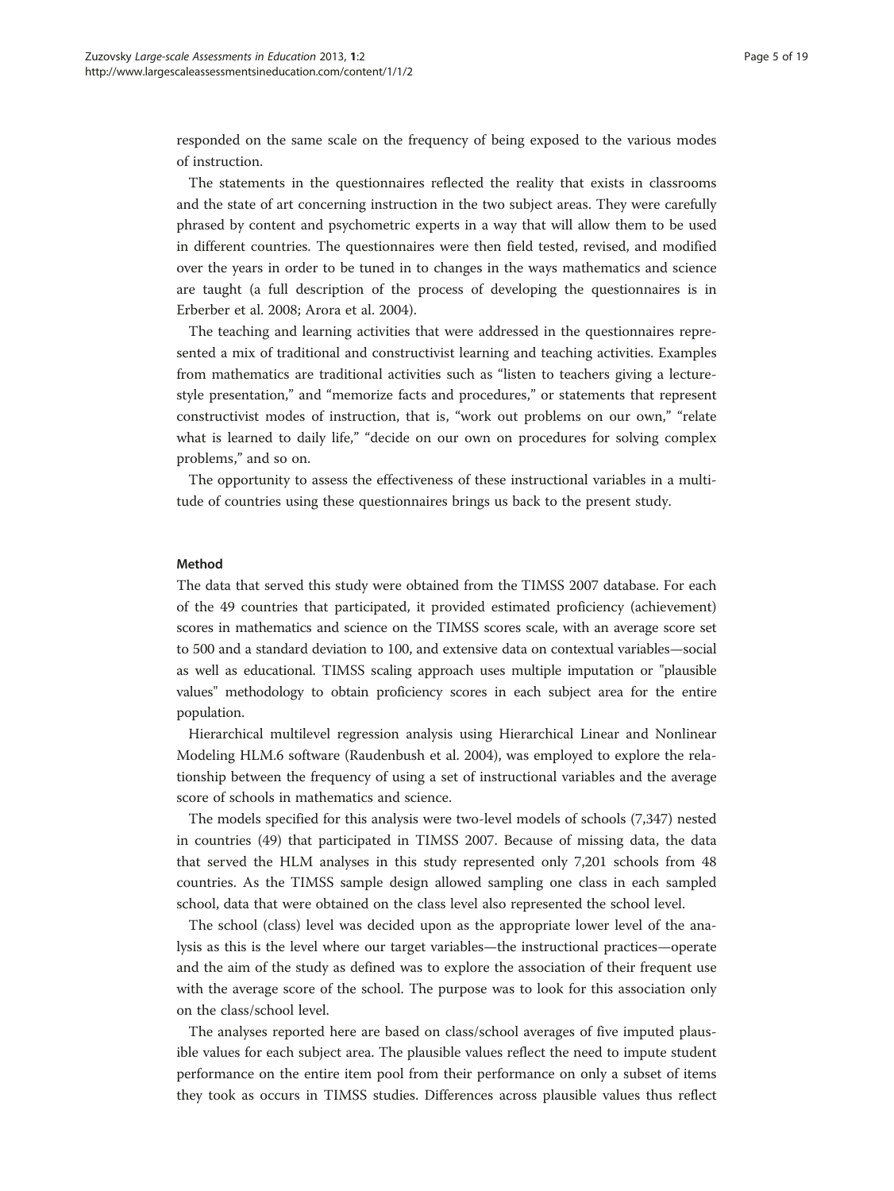responded on the same scale on the frequency of being exposed to the various modes of instruction.

The statements in the questionnaires reflected the reality that exists in classrooms and the state of art concerning instruction in the two subject areas. They were carefully phrased by content and psychometric experts in a way that will allow them to be used in different countries. The questionnaires were then field tested, revised, and modified over the years in order to be tuned in to changes in the ways mathematics and science are taught (a full description of the process of developing the questionnaires is in Erberber et al. 2008; Arora et al. 2004).

The teaching and learning activities that were addressed in the questionnaires represented a mix of traditional and constructivist learning and teaching activities. Examples from mathematics are traditional activities such as "listen to teachers giving a lecture-style presentation," and "memorize facts and procedures," or statements that represent constructivist modes of instruction, that is, "work out problems on our own," "relate what is learned to daily life," "decide on our own on procedures for solving complex problems," and so on.

The opportunity to assess the effectiveness of these instructional variables in a multitude of countries using these questionnaires brings us back to the present study.

## Method

The data that served this study were obtained from the TIMSS 2007 database. For each of the 49 countries that participated, it provided estimated proficiency (achievement) scores in mathematics and science on the TIMSS scores scale, with an average score set to 500 and a standard deviation to 100, and extensive data on contextual variables—social as well as educational. TIMSS scaling approach uses multiple imputation or "plausible values" methodology to obtain proficiency scores in each subject area for the entire population.

Hierarchical multilevel regression analysis using Hierarchical Linear and Nonlinear Modeling HLM.6 software (Raudenbush et al. 2004), was employed to explore the relationship between the frequency of using a set of instructional variables and the average score of schools in mathematics and science.

The models specified for this analysis were two-level models of schools (7,347) nested in countries (49) that participated in TIMSS 2007. Because of missing data, the data that served the HLM analyses in this study represented only 7,201 schools from 48 countries. As the TIMSS sample design allowed sampling one class in each sampled school, data that were obtained on the class level also represented the school level.

The school (class) level was decided upon as the appropriate lower level of the analysis as this is the level where our target variables—the instructional practices—operate and the aim of the study as defined was to explore the association of their frequent use with the average score of the school. The purpose was to look for this association only on the class/school level.

The analyses reported here are based on class/school averages of five imputed plausible values for each subject area. The plausible values reflect the need to impute student performance on the entire item pool from their performance on only a subset of items they took as occurs in TIMSS studies. Differences across plausible values thus reflect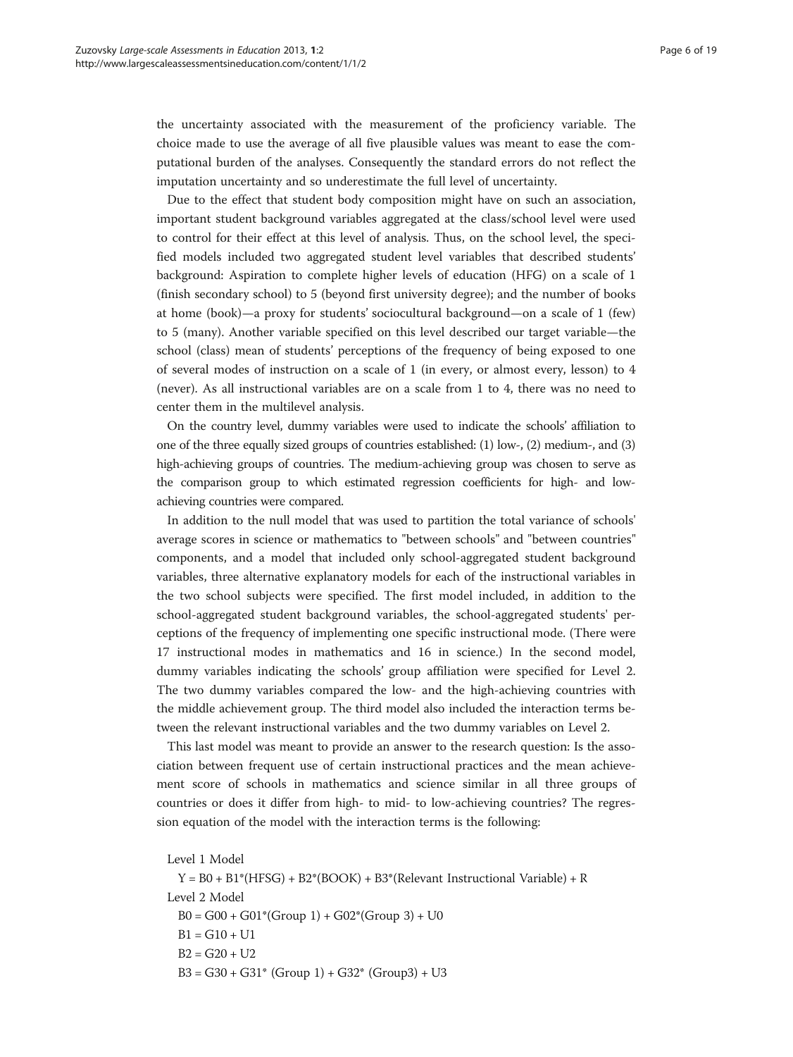the uncertainty associated with the measurement of the proficiency variable. The choice made to use the average of all five plausible values was meant to ease the computational burden of the analyses. Consequently the standard errors do not reflect the imputation uncertainty and so underestimate the full level of uncertainty.

Due to the effect that student body composition might have on such an association, important student background variables aggregated at the class/school level were used to control for their effect at this level of analysis. Thus, on the school level, the specified models included two aggregated student level variables that described students' background: Aspiration to complete higher levels of education (HFG) on a scale of 1 (finish secondary school) to 5 (beyond first university degree); and the number of books at home (book)—a proxy for students' sociocultural background—on a scale of 1 (few) to 5 (many). Another variable specified on this level described our target variable—the school (class) mean of students' perceptions of the frequency of being exposed to one of several modes of instruction on a scale of 1 (in every, or almost every, lesson) to 4 (never). As all instructional variables are on a scale from 1 to 4, there was no need to center them in the multilevel analysis.

On the country level, dummy variables were used to indicate the schools' affiliation to one of the three equally sized groups of countries established: (1) low-, (2) medium-, and (3) high-achieving groups of countries. The medium-achieving group was chosen to serve as the comparison group to which estimated regression coefficients for high- and low-achieving countries were compared.

In addition to the null model that was used to partition the total variance of schools' average scores in science or mathematics to "between schools" and "between countries" components, and a model that included only school-aggregated student background variables, three alternative explanatory models for each of the instructional variables in the two school subjects were specified. The first model included, in addition to the school-aggregated student background variables, the school-aggregated students' perceptions of the frequency of implementing one specific instructional mode. (There were 17 instructional modes in mathematics and 16 in science.) In the second model, dummy variables indicating the schools' group affiliation were specified for Level 2. The two dummy variables compared the low- and the high-achieving countries with the middle achievement group. The third model also included the interaction terms between the relevant instructional variables and the two dummy variables on Level 2.

This last model was meant to provide an answer to the research question: Is the association between frequent use of certain instructional practices and the mean achievement score of schools in mathematics and science similar in all three groups of countries or does it differ from high- to mid- to low-achieving countries? The regression equation of the model with the interaction terms is the following:

Level 1 Model

Y = B0 + B1*(HFSG) + B2*(BOOK) + B3*(Relevant Instructional Variable) + R

Level 2 Model

B0 = G00 + G01*(Group 1) + G02*(Group 3) + U0

B1 = G10 + U1

B2 = G20 + U2

B3 = G30 + G31* (Group 1) + G32* (Group3) + U3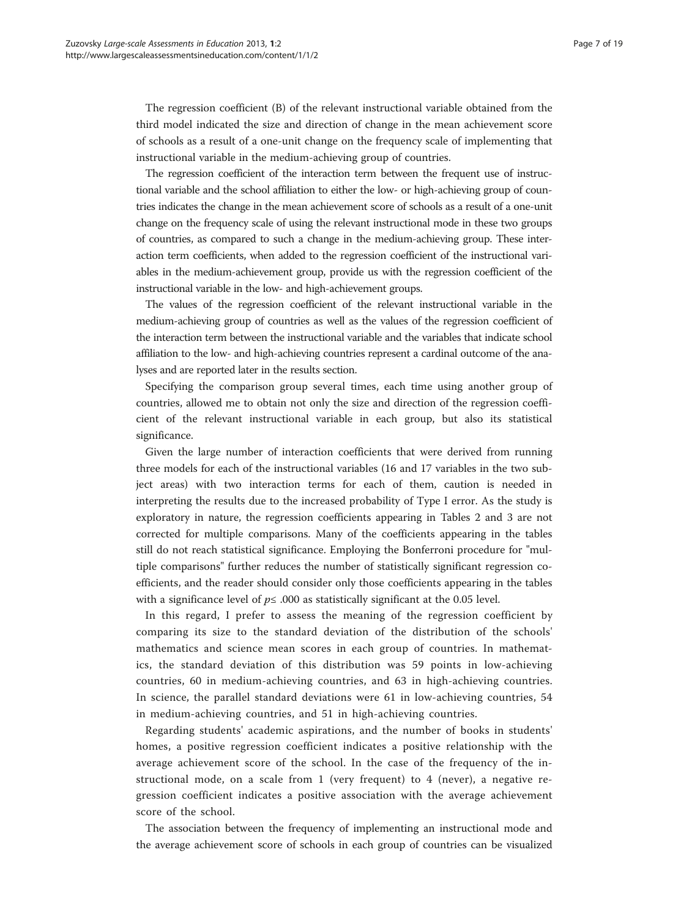The regression coefficient (B) of the relevant instructional variable obtained from the third model indicated the size and direction of change in the mean achievement score of schools as a result of a one-unit change on the frequency scale of implementing that instructional variable in the medium-achieving group of countries.

The regression coefficient of the interaction term between the frequent use of instructional variable and the school affiliation to either the low- or high-achieving group of countries indicates the change in the mean achievement score of schools as a result of a one-unit change on the frequency scale of using the relevant instructional mode in these two groups of countries, as compared to such a change in the medium-achieving group. These interaction term coefficients, when added to the regression coefficient of the instructional variables in the medium-achievement group, provide us with the regression coefficient of the instructional variable in the low- and high-achievement groups.

The values of the regression coefficient of the relevant instructional variable in the medium-achieving group of countries as well as the values of the regression coefficient of the interaction term between the instructional variable and the variables that indicate school affiliation to the low- and high-achieving countries represent a cardinal outcome of the analyses and are reported later in the results section.

Specifying the comparison group several times, each time using another group of countries, allowed me to obtain not only the size and direction of the regression coefficient of the relevant instructional variable in each group, but also its statistical significance.

Given the large number of interaction coefficients that were derived from running three models for each of the instructional variables (16 and 17 variables in the two subject areas) with two interaction terms for each of them, caution is needed in interpreting the results due to the increased probability of Type I error. As the study is exploratory in nature, the regression coefficients appearing in Tables 2 and 3 are not corrected for multiple comparisons. Many of the coefficients appearing in the tables still do not reach statistical significance. Employing the Bonferroni procedure for "multiple comparisons" further reduces the number of statistically significant regression coefficients, and the reader should consider only those coefficients appearing in the tables with a significance level of $p \leq .000$ as statistically significant at the 0.05 level.

In this regard, I prefer to assess the meaning of the regression coefficient by comparing its size to the standard deviation of the distribution of the schools' mathematics and science mean scores in each group of countries. In mathematics, the standard deviation of this distribution was 59 points in low-achieving countries, 60 in medium-achieving countries, and 63 in high-achieving countries. In science, the parallel standard deviations were 61 in low-achieving countries, 54 in medium-achieving countries, and 51 in high-achieving countries.

Regarding students' academic aspirations, and the number of books in students' homes, a positive regression coefficient indicates a positive relationship with the average achievement score of the school. In the case of the frequency of the instructional mode, on a scale from 1 (very frequent) to 4 (never), a negative regression coefficient indicates a positive association with the average achievement score of the school.

The association between the frequency of implementing an instructional mode and the average achievement score of schools in each group of countries can be visualized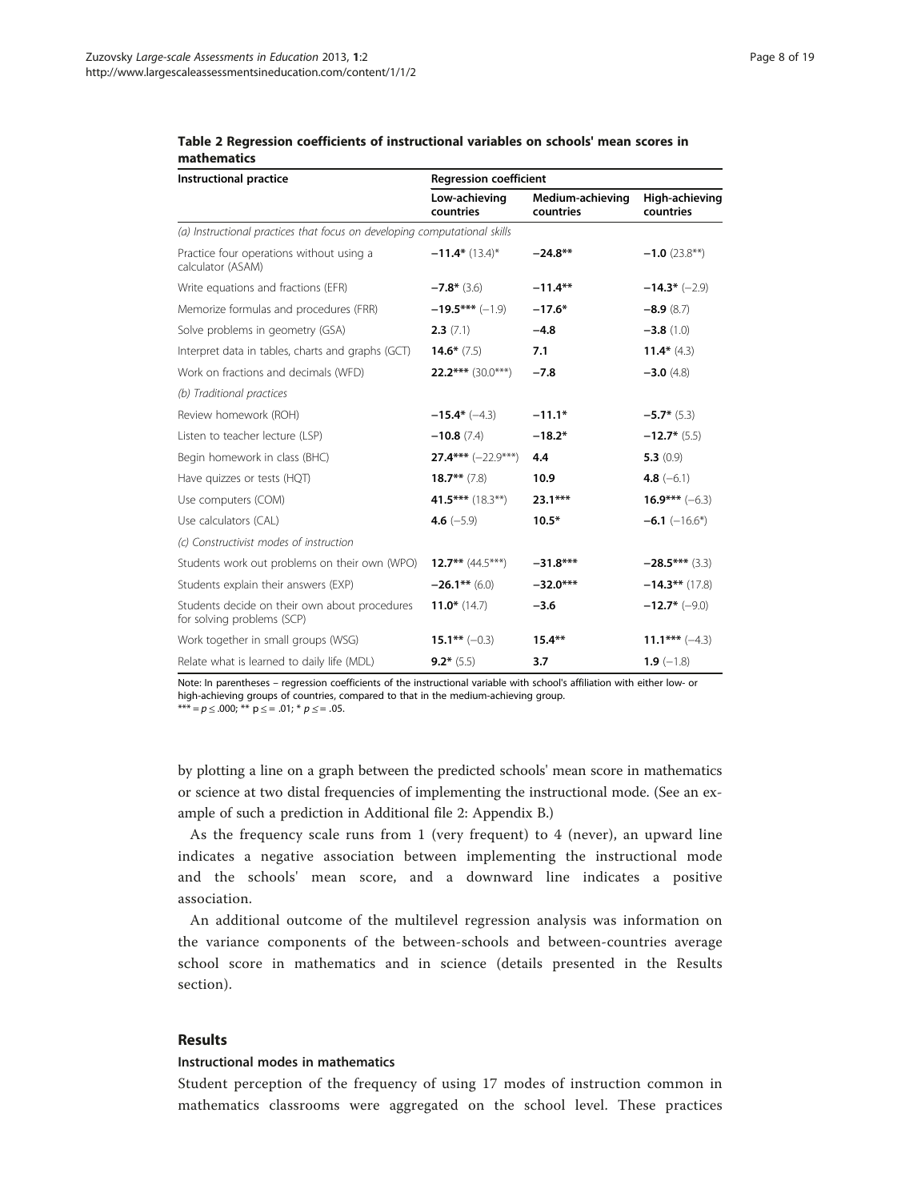**Table 2 Regression coefficients of instructional variables on schools' mean scores in mathematics**

| Instructional practice | Regression coefficient | | |
|---|---|---|---|
| | Low-achieving countries | Medium-achieving countries | High-achieving countries |
| *(a) Instructional practices that focus on developing computational skills* | | | |
| Practice four operations without using a calculator (ASAM) | **−11.4*** (13.4)* | **−24.8**** | **−1.0** (23.8**) |
| Write equations and fractions (EFR) | **−7.8*** (3.6) | **−11.4**** | **−14.3*** (−2.9) |
| Memorize formulas and procedures (FRR) | **−19.5***** (−1.9) | **−17.6*** | **−8.9** (8.7) |
| Solve problems in geometry (GSA) | **2.3** (7.1) | **−4.8** | **−3.8** (1.0) |
| Interpret data in tables, charts and graphs (GCT) | **14.6*** (7.5) | **7.1** | **11.4*** (4.3) |
| Work on fractions and decimals (WFD) | **22.2***** (30.0***) | **−7.8** | **−3.0** (4.8) |
| *(b) Traditional practices* | | | |
| Review homework (ROH) | **−15.4*** (−4.3) | **−11.1*** | **−5.7*** (5.3) |
| Listen to teacher lecture (LSP) | **−10.8** (7.4) | **−18.2*** | **−12.7*** (5.5) |
| Begin homework in class (BHC) | **27.4***** (−22.9***) | **4.4** | **5.3** (0.9) |
| Have quizzes or tests (HQT) | **18.7**** (7.8) | **10.9** | **4.8** (−6.1) |
| Use computers (COM) | **41.5***** (18.3**) | **23.1***** | **16.9***** (−6.3) |
| Use calculators (CAL) | **4.6** (−5.9) | **10.5*** | **−6.1** (−16.6*) |
| *(c) Constructivist modes of instruction* | | | |
| Students work out problems on their own (WPO) | **12.7**** (44.5***) | **−31.8***** | **−28.5***** (3.3) |
| Students explain their answers (EXP) | **−26.1**** (6.0) | **−32.0***** | **−14.3**** (17.8) |
| Students decide on their own about procedures for solving problems (SCP) | **11.0*** (14.7) | **−3.6** | **−12.7*** (−9.0) |
| Work together in small groups (WSG) | **15.1**** (−0.3) | **15.4**** | **11.1***** (−4.3) |
| Relate what is learned to daily life (MDL) | **9.2*** (5.5) | **3.7** | **1.9** (−1.8) |

Note: In parentheses – regression coefficients of the instructional variable with school's affiliation with either low- or high-achieving groups of countries, compared to that in the medium-achieving group.
*** = $p \leq .000$; ** $p \leq = .01$; * $p \leq = .05$.

by plotting a line on a graph between the predicted schools' mean score in mathematics or science at two distal frequencies of implementing the instructional mode. (See an example of such a prediction in Additional file 2: Appendix B.)

As the frequency scale runs from 1 (very frequent) to 4 (never), an upward line indicates a negative association between implementing the instructional mode and the schools' mean score, and a downward line indicates a positive association.

An additional outcome of the multilevel regression analysis was information on the variance components of the between-schools and between-countries average school score in mathematics and in science (details presented in the Results section).

## Results

### Instructional modes in mathematics

Student perception of the frequency of using 17 modes of instruction common in mathematics classrooms were aggregated on the school level. These practices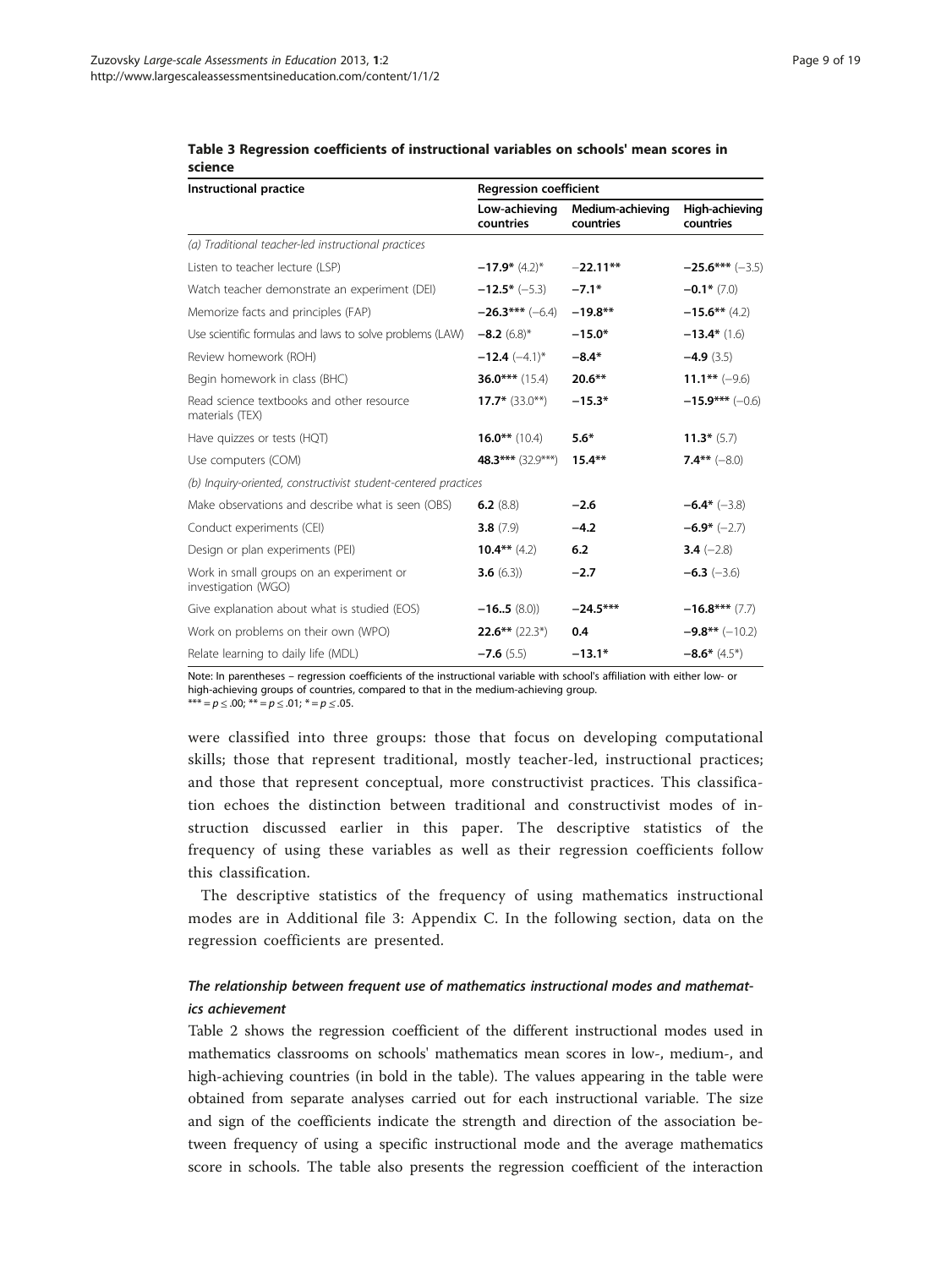**Table 3 Regression coefficients of instructional variables on schools' mean scores in science**

| Instructional practice | Regression coefficient | | |
|---|---|---|---|
| | Low-achieving countries | Medium-achieving countries | High-achieving countries |
| *(a) Traditional teacher-led instructional practices* | | | |
| Listen to teacher lecture (LSP) | **−17.9*** (4.2)* | −**22.11**** | **−25.6***** (−3.5) |
| Watch teacher demonstrate an experiment (DEI) | **−12.5*** (−5.3) | **−7.1*** | **−0.1*** (7.0) |
| Memorize facts and principles (FAP) | **−26.3***** (−6.4) | **−19.8**** | **−15.6**** (4.2) |
| Use scientific formulas and laws to solve problems (LAW) | **−8.2** (6.8)* | **−15.0*** | **−13.4*** (1.6) |
| Review homework (ROH) | **−12.4** (−4.1)* | **−8.4*** | **−4.9** (3.5) |
| Begin homework in class (BHC) | **36.0***** (15.4) | **20.6**** | **11.1**** (−9.6) |
| Read science textbooks and other resource materials (TEX) | **17.7*** (33.0**) | **−15.3*** | **−15.9***** (−0.6) |
| Have quizzes or tests (HQT) | **16.0**** (10.4) | **5.6*** | **11.3*** (5.7) |
| Use computers (COM) | **48.3***** (32.9***) | **15.4**** | **7.4**** (−8.0) |
| *(b) Inquiry-oriented, constructivist student-centered practices* | | | |
| Make observations and describe what is seen (OBS) | **6.2** (8.8) | **−2.6** | **−6.4*** (−3.8) |
| Conduct experiments (CEI) | **3.8** (7.9) | **−4.2** | **−6.9*** (−2.7) |
| Design or plan experiments (PEI) | **10.4**** (4.2) | **6.2** | **3.4** (−2.8) |
| Work in small groups on an experiment or investigation (WGO) | **3.6** (6.3)) | **−2.7** | **−6.3** (−3.6) |
| Give explanation about what is studied (EOS) | **−16..5** (8.0)) | **−24.5***** | **−16.8***** (7.7) |
| Work on problems on their own (WPO) | **22.6**** (22.3*) | **0.4** | **−9.8**** (−10.2) |
| Relate learning to daily life (MDL) | **−7.6** (5.5) | **−13.1*** | **−8.6*** (4.5*) |

Note: In parentheses – regression coefficients of the instructional variable with school's affiliation with either low- or high-achieving groups of countries, compared to that in the medium-achieving group.
*** = $p \leq .00$; ** = $p \leq .01$; * = $p \leq .05$.

were classified into three groups: those that focus on developing computational skills; those that represent traditional, mostly teacher-led, instructional practices; and those that represent conceptual, more constructivist practices. This classification echoes the distinction between traditional and constructivist modes of instruction discussed earlier in this paper. The descriptive statistics of the frequency of using these variables as well as their regression coefficients follow this classification.

The descriptive statistics of the frequency of using mathematics instructional modes are in Additional file 3: Appendix C. In the following section, data on the regression coefficients are presented.

### *The relationship between frequent use of mathematics instructional modes and mathematics achievement*

Table 2 shows the regression coefficient of the different instructional modes used in mathematics classrooms on schools' mathematics mean scores in low-, medium-, and high-achieving countries (in bold in the table). The values appearing in the table were obtained from separate analyses carried out for each instructional variable. The size and sign of the coefficients indicate the strength and direction of the association between frequency of using a specific instructional mode and the average mathematics score in schools. The table also presents the regression coefficient of the interaction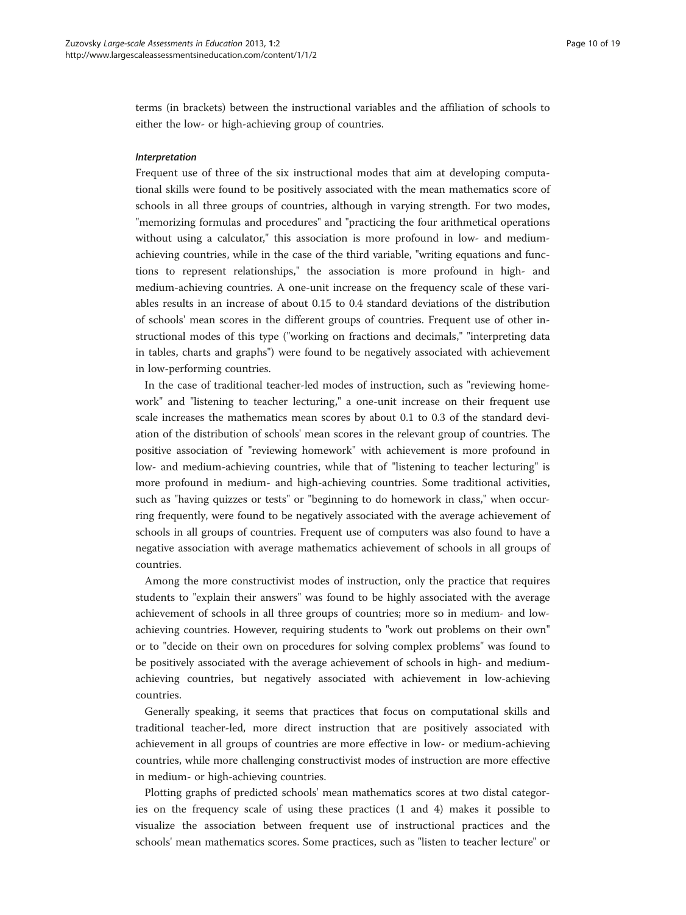terms (in brackets) between the instructional variables and the affiliation of schools to either the low- or high-achieving group of countries.

#### *Interpretation*

Frequent use of three of the six instructional modes that aim at developing computational skills were found to be positively associated with the mean mathematics score of schools in all three groups of countries, although in varying strength. For two modes, "memorizing formulas and procedures" and "practicing the four arithmetical operations without using a calculator," this association is more profound in low- and medium-achieving countries, while in the case of the third variable, "writing equations and functions to represent relationships," the association is more profound in high- and medium-achieving countries. A one-unit increase on the frequency scale of these variables results in an increase of about 0.15 to 0.4 standard deviations of the distribution of schools' mean scores in the different groups of countries. Frequent use of other instructional modes of this type ("working on fractions and decimals," "interpreting data in tables, charts and graphs") were found to be negatively associated with achievement in low-performing countries.

In the case of traditional teacher-led modes of instruction, such as "reviewing homework" and "listening to teacher lecturing," a one-unit increase on their frequent use scale increases the mathematics mean scores by about 0.1 to 0.3 of the standard deviation of the distribution of schools' mean scores in the relevant group of countries. The positive association of "reviewing homework" with achievement is more profound in low- and medium-achieving countries, while that of "listening to teacher lecturing" is more profound in medium- and high-achieving countries. Some traditional activities, such as "having quizzes or tests" or "beginning to do homework in class," when occurring frequently, were found to be negatively associated with the average achievement of schools in all groups of countries. Frequent use of computers was also found to have a negative association with average mathematics achievement of schools in all groups of countries.

Among the more constructivist modes of instruction, only the practice that requires students to "explain their answers" was found to be highly associated with the average achievement of schools in all three groups of countries; more so in medium- and low-achieving countries. However, requiring students to "work out problems on their own" or to "decide on their own on procedures for solving complex problems" was found to be positively associated with the average achievement of schools in high- and medium-achieving countries, but negatively associated with achievement in low-achieving countries.

Generally speaking, it seems that practices that focus on computational skills and traditional teacher-led, more direct instruction that are positively associated with achievement in all groups of countries are more effective in low- or medium-achieving countries, while more challenging constructivist modes of instruction are more effective in medium- or high-achieving countries.

Plotting graphs of predicted schools' mean mathematics scores at two distal categories on the frequency scale of using these practices (1 and 4) makes it possible to visualize the association between frequent use of instructional practices and the schools' mean mathematics scores. Some practices, such as "listen to teacher lecture" or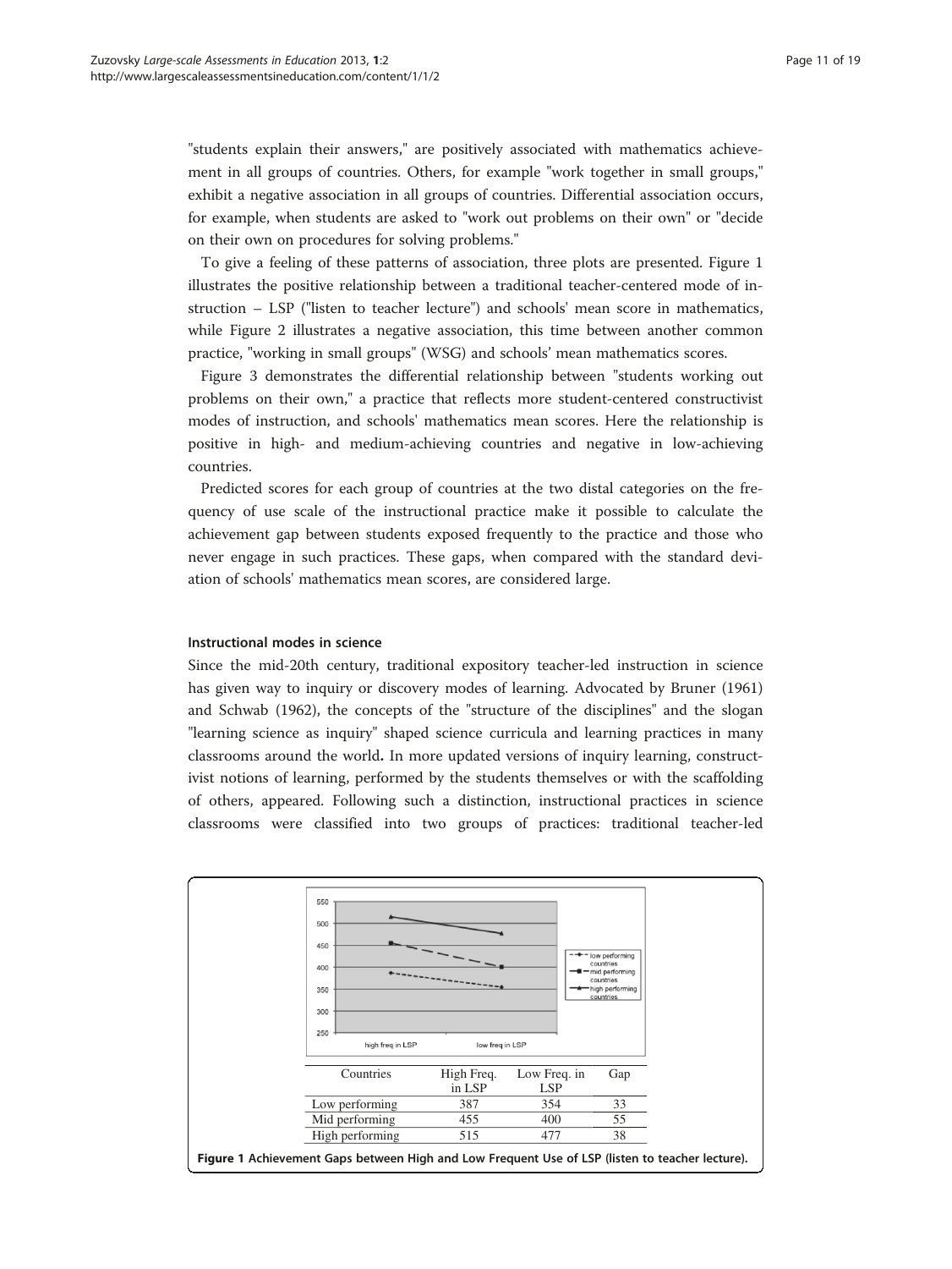"students explain their answers," are positively associated with mathematics achievement in all groups of countries. Others, for example "work together in small groups," exhibit a negative association in all groups of countries. Differential association occurs, for example, when students are asked to "work out problems on their own" or "decide on their own on procedures for solving problems."

To give a feeling of these patterns of association, three plots are presented. Figure 1 illustrates the positive relationship between a traditional teacher-centered mode of instruction – LSP ("listen to teacher lecture") and schools' mean score in mathematics, while Figure 2 illustrates a negative association, this time between another common practice, "working in small groups" (WSG) and schools' mean mathematics scores.

Figure 3 demonstrates the differential relationship between "students working out problems on their own," a practice that reflects more student-centered constructivist modes of instruction, and schools' mathematics mean scores. Here the relationship is positive in high- and medium-achieving countries and negative in low-achieving countries.

Predicted scores for each group of countries at the two distal categories on the frequency of use scale of the instructional practice make it possible to calculate the achievement gap between students exposed frequently to the practice and those who never engage in such practices. These gaps, when compared with the standard deviation of schools' mathematics mean scores, are considered large.

### Instructional modes in science

Since the mid-20th century, traditional expository teacher-led instruction in science has given way to inquiry or discovery modes of learning. Advocated by Bruner (1961) and Schwab (1962), the concepts of the "structure of the disciplines" and the slogan "learning science as inquiry" shaped science curricula and learning practices in many classrooms around the world**.** In more updated versions of inquiry learning, constructivist notions of learning, performed by the students themselves or with the scaffolding of others, appeared. Following such a distinction, instructional practices in science classrooms were classified into two groups of practices: traditional teacher-led

| Countries | High Freq. in LSP | Low Freq. in LSP | Gap |
|---|---|---|---|
| Low performing | 387 | 354 | 33 |
| Mid performing | 455 | 400 | 55 |
| High performing | 515 | 477 | 38 |

**Figure 1 Achievement Gaps between High and Low Frequent Use of LSP (listen to teacher lecture).**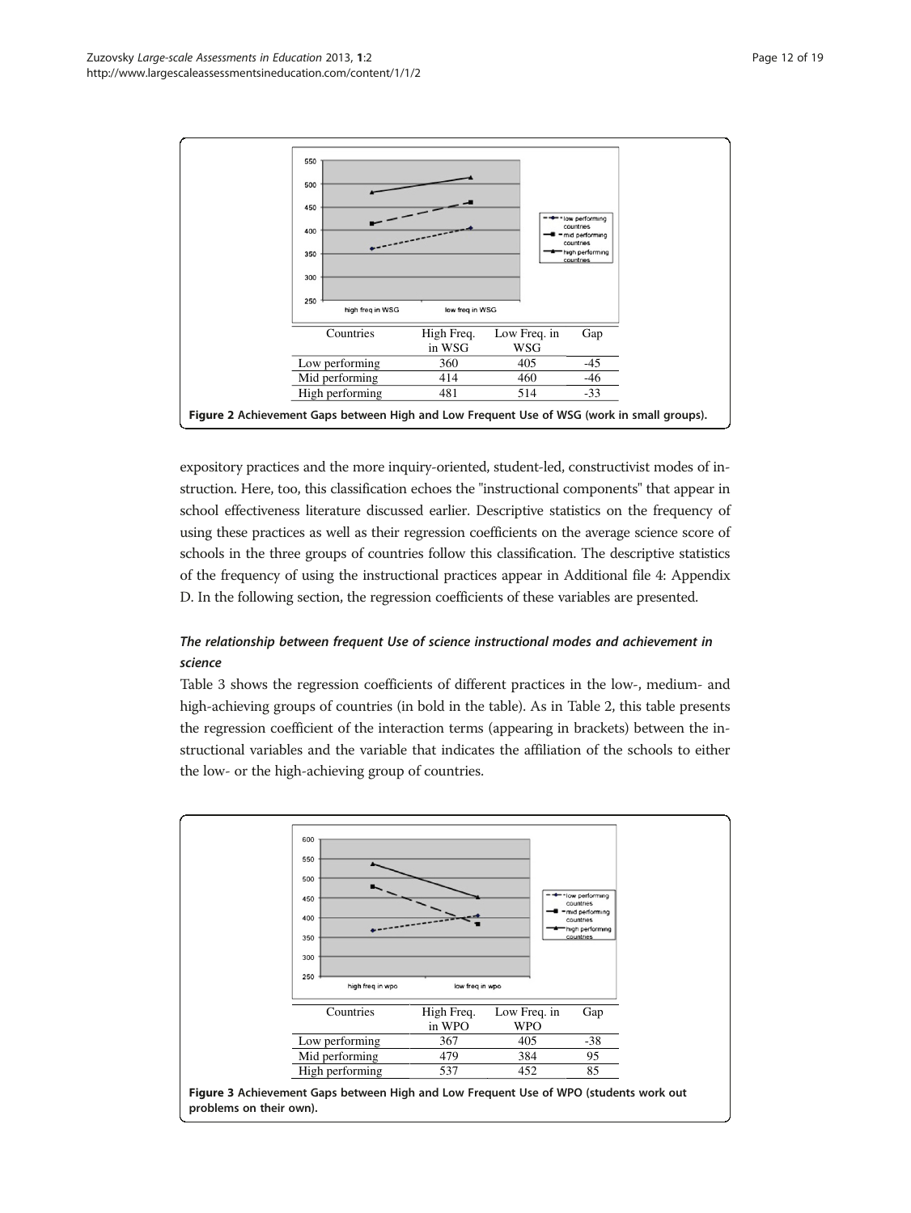| Countries | High Freq. in WSG | Low Freq. in WSG | Gap |
|---|---|---|---|
| Low performing | 360 | 405 | -45 |
| Mid performing | 414 | 460 | -46 |
| High performing | 481 | 514 | -33 |

**Figure 2** Achievement Gaps between High and Low Frequent Use of WSG (work in small groups).

expository practices and the more inquiry-oriented, student-led, constructivist modes of instruction. Here, too, this classification echoes the "instructional components" that appear in school effectiveness literature discussed earlier. Descriptive statistics on the frequency of using these practices as well as their regression coefficients on the average science score of schools in the three groups of countries follow this classification. The descriptive statistics of the frequency of using the instructional practices appear in Additional file 4: Appendix D. In the following section, the regression coefficients of these variables are presented.

### *The relationship between frequent Use of science instructional modes and achievement in science*

Table 3 shows the regression coefficients of different practices in the low-, medium- and high-achieving groups of countries (in bold in the table). As in Table 2, this table presents the regression coefficient of the interaction terms (appearing in brackets) between the instructional variables and the variable that indicates the affiliation of the schools to either the low- or the high-achieving group of countries.

| Countries | High Freq. in WPO | Low Freq. in WPO | Gap |
|---|---|---|---|
| Low performing | 367 | 405 | -38 |
| Mid performing | 479 | 384 | 95 |
| High performing | 537 | 452 | 85 |

**Figure 3** Achievement Gaps between High and Low Frequent Use of WPO (students work out problems on their own).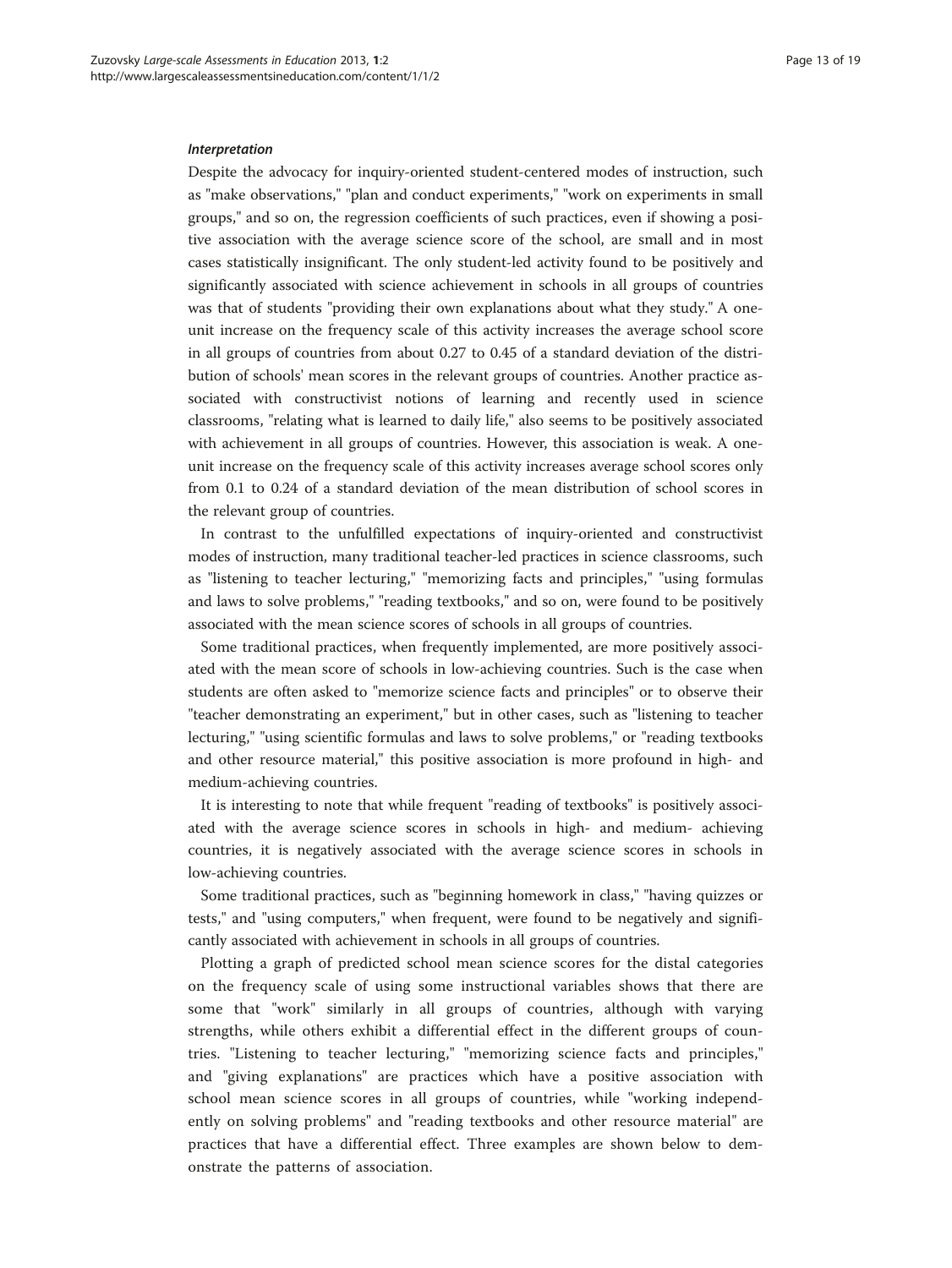#### *Interpretation*

Despite the advocacy for inquiry-oriented student-centered modes of instruction, such as "make observations," "plan and conduct experiments," "work on experiments in small groups," and so on, the regression coefficients of such practices, even if showing a positive association with the average science score of the school, are small and in most cases statistically insignificant. The only student-led activity found to be positively and significantly associated with science achievement in schools in all groups of countries was that of students "providing their own explanations about what they study." A one-unit increase on the frequency scale of this activity increases the average school score in all groups of countries from about 0.27 to 0.45 of a standard deviation of the distribution of schools' mean scores in the relevant groups of countries. Another practice associated with constructivist notions of learning and recently used in science classrooms, "relating what is learned to daily life," also seems to be positively associated with achievement in all groups of countries. However, this association is weak. A one-unit increase on the frequency scale of this activity increases average school scores only from 0.1 to 0.24 of a standard deviation of the mean distribution of school scores in the relevant group of countries.

In contrast to the unfulfilled expectations of inquiry-oriented and constructivist modes of instruction, many traditional teacher-led practices in science classrooms, such as "listening to teacher lecturing," "memorizing facts and principles," "using formulas and laws to solve problems," "reading textbooks," and so on, were found to be positively associated with the mean science scores of schools in all groups of countries.

Some traditional practices, when frequently implemented, are more positively associated with the mean score of schools in low-achieving countries. Such is the case when students are often asked to "memorize science facts and principles" or to observe their "teacher demonstrating an experiment," but in other cases, such as "listening to teacher lecturing," "using scientific formulas and laws to solve problems," or "reading textbooks and other resource material," this positive association is more profound in high- and medium-achieving countries.

It is interesting to note that while frequent "reading of textbooks" is positively associated with the average science scores in schools in high- and medium- achieving countries, it is negatively associated with the average science scores in schools in low-achieving countries.

Some traditional practices, such as "beginning homework in class," "having quizzes or tests," and "using computers," when frequent, were found to be negatively and significantly associated with achievement in schools in all groups of countries.

Plotting a graph of predicted school mean science scores for the distal categories on the frequency scale of using some instructional variables shows that there are some that "work" similarly in all groups of countries, although with varying strengths, while others exhibit a differential effect in the different groups of countries. "Listening to teacher lecturing," "memorizing science facts and principles," and "giving explanations" are practices which have a positive association with school mean science scores in all groups of countries, while "working independently on solving problems" and "reading textbooks and other resource material" are practices that have a differential effect. Three examples are shown below to demonstrate the patterns of association.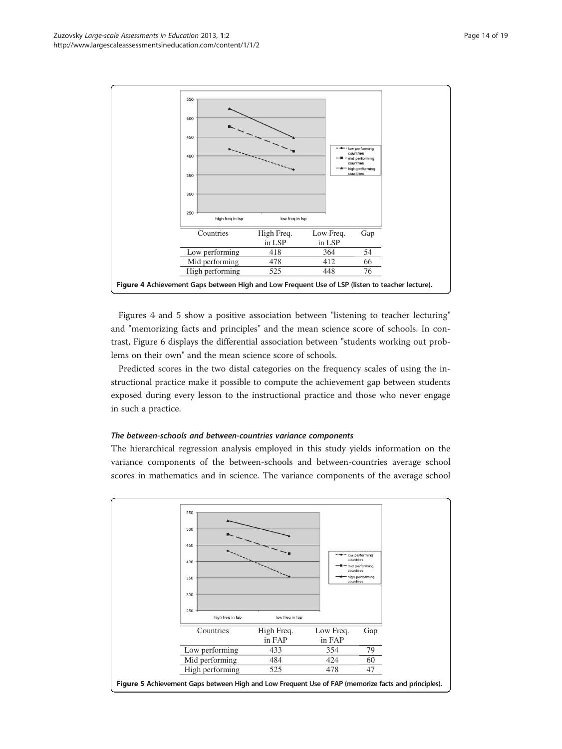| Countries | High Freq. in LSP | Low Freq. in LSP | Gap |
|---|---|---|---|
| Low performing | 418 | 364 | 54 |
| Mid performing | 478 | 412 | 66 |
| High performing | 525 | 448 | 76 |

**Figure 4 Achievement Gaps between High and Low Frequent Use of LSP (listen to teacher lecture).**

Figures 4 and 5 show a positive association between "listening to teacher lecturing" and "memorizing facts and principles" and the mean science score of schools. In contrast, Figure 6 displays the differential association between "students working out problems on their own" and the mean science score of schools.

Predicted scores in the two distal categories on the frequency scales of using the instructional practice make it possible to compute the achievement gap between students exposed during every lesson to the instructional practice and those who never engage in such a practice.

### *The between-schools and between-countries variance components*

The hierarchical regression analysis employed in this study yields information on the variance components of the between-schools and between-countries average school scores in mathematics and in science. The variance components of the average school

| Countries | High Freq. in FAP | Low Freq. in FAP | Gap |
|---|---|---|---|
| Low performing | 433 | 354 | 79 |
| Mid performing | 484 | 424 | 60 |
| High performing | 525 | 478 | 47 |

**Figure 5 Achievement Gaps between High and Low Frequent Use of FAP (memorize facts and principles).**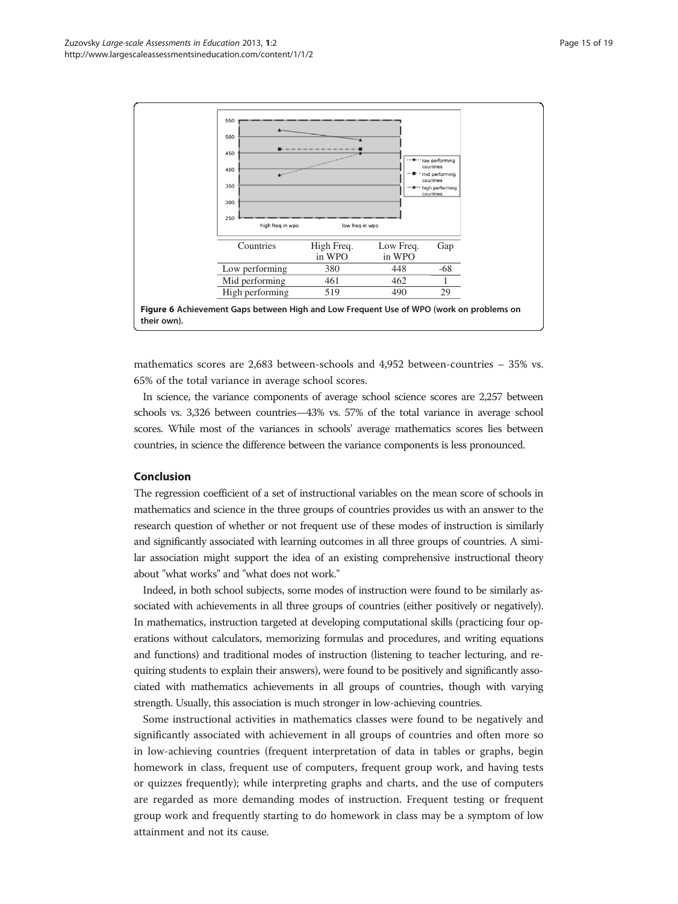550
500
450
400
350
300
250

high freq in wpo
low freq in wpo

low performing countries
mid performing countries
high performing countries

| Countries | High Freq. in WPO | Low Freq. in WPO | Gap |
|---|---|---|---|
| Low performing | 380 | 448 | -68 |
| Mid performing | 461 | 462 | 1 |
| High performing | 519 | 490 | 29 |

**Figure 6 Achievement Gaps between High and Low Frequent Use of WPO (work on problems on their own).**

mathematics scores are 2,683 between-schools and 4,952 between-countries – 35% vs. 65% of the total variance in average school scores.

In science, the variance components of average school science scores are 2,257 between schools vs. 3,326 between countries—43% vs. 57% of the total variance in average school scores. While most of the variances in schools' average mathematics scores lies between countries, in science the difference between the variance components is less pronounced.

## Conclusion

The regression coefficient of a set of instructional variables on the mean score of schools in mathematics and science in the three groups of countries provides us with an answer to the research question of whether or not frequent use of these modes of instruction is similarly and significantly associated with learning outcomes in all three groups of countries. A similar association might support the idea of an existing comprehensive instructional theory about "what works" and "what does not work."

Indeed, in both school subjects, some modes of instruction were found to be similarly associated with achievements in all three groups of countries (either positively or negatively). In mathematics, instruction targeted at developing computational skills (practicing four operations without calculators, memorizing formulas and procedures, and writing equations and functions) and traditional modes of instruction (listening to teacher lecturing, and requiring students to explain their answers), were found to be positively and significantly associated with mathematics achievements in all groups of countries, though with varying strength. Usually, this association is much stronger in low-achieving countries.

Some instructional activities in mathematics classes were found to be negatively and significantly associated with achievement in all groups of countries and often more so in low-achieving countries (frequent interpretation of data in tables or graphs, begin homework in class, frequent use of computers, frequent group work, and having tests or quizzes frequently); while interpreting graphs and charts, and the use of computers are regarded as more demanding modes of instruction. Frequent testing or frequent group work and frequently starting to do homework in class may be a symptom of low attainment and not its cause.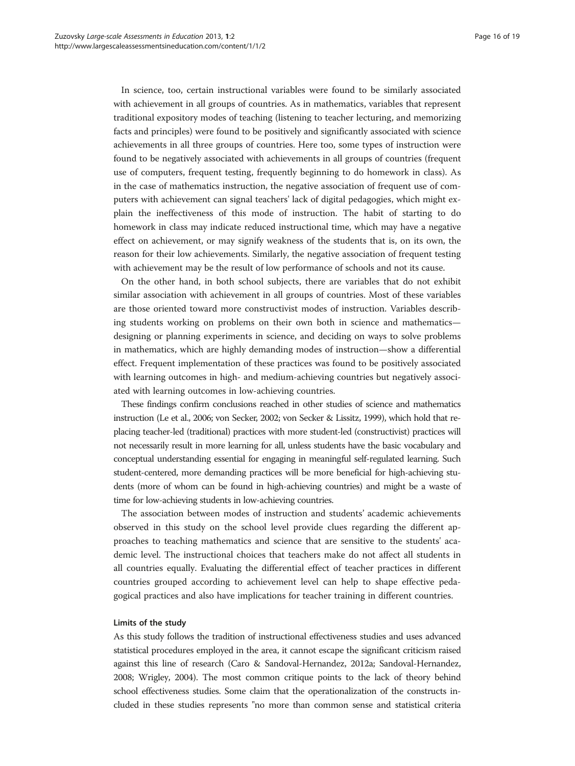In science, too, certain instructional variables were found to be similarly associated with achievement in all groups of countries. As in mathematics, variables that represent traditional expository modes of teaching (listening to teacher lecturing, and memorizing facts and principles) were found to be positively and significantly associated with science achievements in all three groups of countries. Here too, some types of instruction were found to be negatively associated with achievements in all groups of countries (frequent use of computers, frequent testing, frequently beginning to do homework in class). As in the case of mathematics instruction, the negative association of frequent use of computers with achievement can signal teachers' lack of digital pedagogies, which might explain the ineffectiveness of this mode of instruction. The habit of starting to do homework in class may indicate reduced instructional time, which may have a negative effect on achievement, or may signify weakness of the students that is, on its own, the reason for their low achievements. Similarly, the negative association of frequent testing with achievement may be the result of low performance of schools and not its cause.

On the other hand, in both school subjects, there are variables that do not exhibit similar association with achievement in all groups of countries. Most of these variables are those oriented toward more constructivist modes of instruction. Variables describing students working on problems on their own both in science and mathematics—designing or planning experiments in science, and deciding on ways to solve problems in mathematics, which are highly demanding modes of instruction—show a differential effect. Frequent implementation of these practices was found to be positively associated with learning outcomes in high- and medium-achieving countries but negatively associated with learning outcomes in low-achieving countries.

These findings confirm conclusions reached in other studies of science and mathematics instruction (Le et al., 2006; von Secker, 2002; von Secker & Lissitz, 1999), which hold that replacing teacher-led (traditional) practices with more student-led (constructivist) practices will not necessarily result in more learning for all, unless students have the basic vocabulary and conceptual understanding essential for engaging in meaningful self-regulated learning. Such student-centered, more demanding practices will be more beneficial for high-achieving students (more of whom can be found in high-achieving countries) and might be a waste of time for low-achieving students in low-achieving countries.

The association between modes of instruction and students' academic achievements observed in this study on the school level provide clues regarding the different approaches to teaching mathematics and science that are sensitive to the students' academic level. The instructional choices that teachers make do not affect all students in all countries equally. Evaluating the differential effect of teacher practices in different countries grouped according to achievement level can help to shape effective pedagogical practices and also have implications for teacher training in different countries.

#### Limits of the study

As this study follows the tradition of instructional effectiveness studies and uses advanced statistical procedures employed in the area, it cannot escape the significant criticism raised against this line of research (Caro & Sandoval-Hernandez, 2012a; Sandoval-Hernandez, 2008; Wrigley, 2004). The most common critique points to the lack of theory behind school effectiveness studies. Some claim that the operationalization of the constructs included in these studies represents "no more than common sense and statistical criteria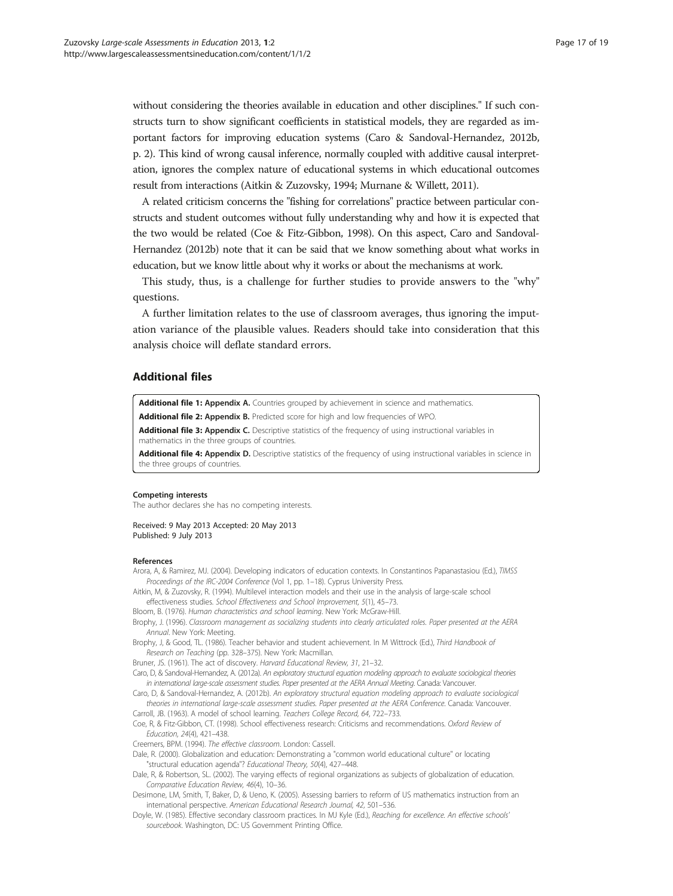without considering the theories available in education and other disciplines." If such constructs turn to show significant coefficients in statistical models, they are regarded as important factors for improving education systems (Caro & Sandoval-Hernandez, 2012b, p. 2). This kind of wrong causal inference, normally coupled with additive causal interpretation, ignores the complex nature of educational systems in which educational outcomes result from interactions (Aitkin & Zuzovsky, 1994; Murnane & Willett, 2011).

A related criticism concerns the "fishing for correlations" practice between particular constructs and student outcomes without fully understanding why and how it is expected that the two would be related (Coe & Fitz-Gibbon, 1998). On this aspect, Caro and Sandoval-Hernandez (2012b) note that it can be said that we know something about what works in education, but we know little about why it works or about the mechanisms at work.

This study, thus, is a challenge for further studies to provide answers to the "why" questions.

A further limitation relates to the use of classroom averages, thus ignoring the imputation variance of the plausible values. Readers should take into consideration that this analysis choice will deflate standard errors.

## Additional files

**Additional file 1: Appendix A.** Countries grouped by achievement in science and mathematics.

**Additional file 2: Appendix B.** Predicted score for high and low frequencies of WPO.

**Additional file 3: Appendix C.** Descriptive statistics of the frequency of using instructional variables in mathematics in the three groups of countries.

**Additional file 4: Appendix D.** Descriptive statistics of the frequency of using instructional variables in science in the three groups of countries.

#### Competing interests

The author declares she has no competing interests.

Received: 9 May 2013 Accepted: 20 May 2013
Published: 9 July 2013

#### References

Arora, A, & Ramirez, MJ. (2004). Developing indicators of education contexts. In Constantinos Papanastasiou (Ed.), *TIMSS Proceedings of the IRC-2004 Conference* (Vol 1, pp. 1–18). Cyprus University Press.

Aitkin, M, & Zuzovsky, R. (1994). Multilevel interaction models and their use in the analysis of large-scale school effectiveness studies. *School Effectiveness and School Improvement, 5*(1), 45–73.

Bloom, B. (1976). *Human characteristics and school learning*. New York: McGraw-Hill.

Brophy, J. (1996). *Classroom management as socializing students into clearly articulated roles. Paper presented at the AERA Annual*. New York: Meeting.

Brophy, J, & Good, TL. (1986). Teacher behavior and student achievement. In M Wittrock (Ed.), *Third Handbook of Research on Teaching* (pp. 328–375). New York: Macmillan.

Bruner, JS. (1961). The act of discovery. *Harvard Educational Review, 31*, 21–32.

Caro, D, & Sandoval-Hernandez, A. (2012a). *An exploratory structural equation modeling approach to evaluate sociological theories in international large-scale assessment studies. Paper presented at the AERA Annual Meeting*. Canada: Vancouver.

Caro, D, & Sandoval-Hernandez, A. (2012b). *An exploratory structural equation modeling approach to evaluate sociological theories in international large-scale assessment studies. Paper presented at the AERA Conference*. Canada: Vancouver.

Carroll, JB. (1963). A model of school learning. *Teachers College Record, 64*, 722–733.

Coe, R, & Fitz-Gibbon, CT. (1998). School effectiveness research: Criticisms and recommendations. *Oxford Review of Education, 24*(4), 421–438.

Creemers, BPM. (1994). *The effective classroom*. London: Cassell.

Dale, R. (2000). Globalization and education: Demonstrating a "common world educational culture" or locating "structural education agenda"? *Educational Theory, 50*(4), 427–448.

Dale, R, & Robertson, SL. (2002). The varying effects of regional organizations as subjects of globalization of education. *Comparative Education Review, 46*(4), 10–36.

Desimone, LM, Smith, T, Baker, D, & Ueno, K. (2005). Assessing barriers to reform of US mathematics instruction from an international perspective. *American Educational Research Journal, 42*, 501–536.

Doyle, W. (1985). Effective secondary classroom practices. In MJ Kyle (Ed.), *Reaching for excellence. An effective schools' sourcebook*. Washington, DC: US Government Printing Office.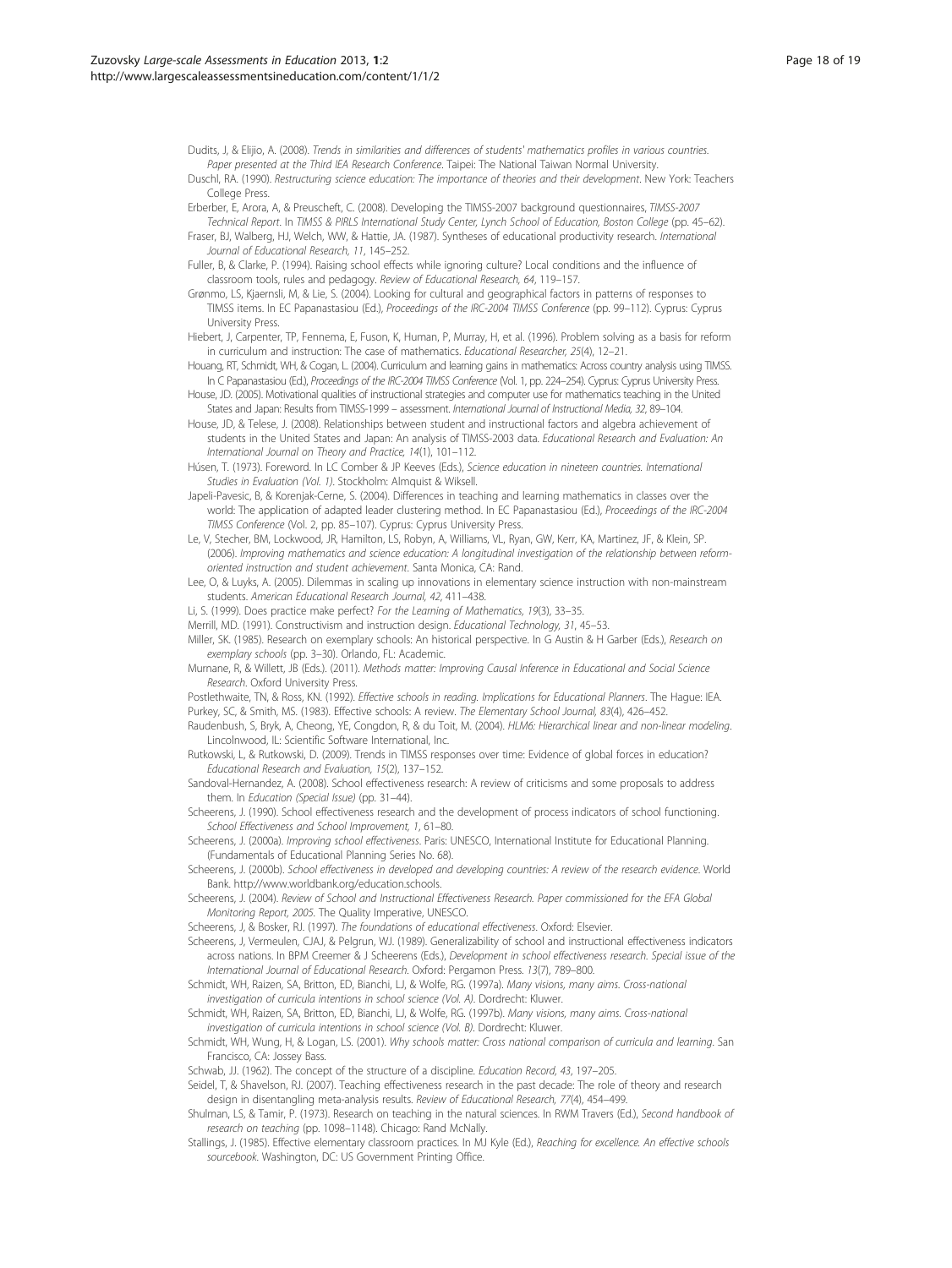Dudits, J, & Elijio, A. (2008). *Trends in similarities and differences of students' mathematics profiles in various countries. Paper presented at the Third IEA Research Conference*. Taipei: The National Taiwan Normal University.

Duschl, RA. (1990). *Restructuring science education: The importance of theories and their development*. New York: Teachers College Press.

Erberber, E, Arora, A, & Preuscheft, C. (2008). Developing the TIMSS-2007 background questionnaires, *TIMSS-2007 Technical Report*. In *TIMSS & PIRLS International Study Center, Lynch School of Education, Boston College* (pp. 45–62).

Fraser, BJ, Walberg, HJ, Welch, WW, & Hattie, JA. (1987). Syntheses of educational productivity research. *International Journal of Educational Research, 11*, 145–252.

Fuller, B, & Clarke, P. (1994). Raising school effects while ignoring culture? Local conditions and the influence of classroom tools, rules and pedagogy. *Review of Educational Research, 64*, 119–157.

Grønmo, LS, Kjaernsli, M, & Lie, S. (2004). Looking for cultural and geographical factors in patterns of responses to TIMSS items. In EC Papanastasiou (Ed.), *Proceedings of the IRC-2004 TIMSS Conference* (pp. 99–112). Cyprus: Cyprus University Press.

Hiebert, J, Carpenter, TP, Fennema, E, Fuson, K, Human, P, Murray, H, et al. (1996). Problem solving as a basis for reform in curriculum and instruction: The case of mathematics. *Educational Researcher, 25*(4), 12–21.

Houang, RT, Schmidt, WH, & Cogan, L. (2004). Curriculum and learning gains in mathematics: Across country analysis using TIMSS. In C Papanastasiou (Ed.), *Proceedings of the IRC-2004 TIMSS Conference* (Vol. 1, pp. 224–254). Cyprus: Cyprus University Press.

House, JD. (2005). Motivational qualities of instructional strategies and computer use for mathematics teaching in the United States and Japan: Results from TIMSS-1999 – assessment. *International Journal of Instructional Media, 32*, 89–104.

House, JD, & Telese, J. (2008). Relationships between student and instructional factors and algebra achievement of students in the United States and Japan: An analysis of TIMSS-2003 data. *Educational Research and Evaluation: An International Journal on Theory and Practice, 14*(1), 101–112.

Húsen, T. (1973). Foreword. In LC Comber & JP Keeves (Eds.), *Science education in nineteen countries. International Studies in Evaluation (Vol. 1)*. Stockholm: Almquist & Wiksell.

Japeli-Pavesic, B, & Korenjak-Cerne, S. (2004). Differences in teaching and learning mathematics in classes over the world: The application of adapted leader clustering method. In EC Papanastasiou (Ed.), *Proceedings of the IRC-2004 TIMSS Conference* (Vol. 2, pp. 85–107). Cyprus: Cyprus University Press.

Le, V, Stecher, BM, Lockwood, JR, Hamilton, LS, Robyn, A, Williams, VL, Ryan, GW, Kerr, KA, Martinez, JF, & Klein, SP. (2006). *Improving mathematics and science education: A longitudinal investigation of the relationship between reform-oriented instruction and student achievement*. Santa Monica, CA: Rand.

Lee, O, & Luyks, A. (2005). Dilemmas in scaling up innovations in elementary science instruction with non-mainstream students. *American Educational Research Journal, 42*, 411–438.

Li, S. (1999). Does practice make perfect? *For the Learning of Mathematics, 19*(3), 33–35.

Merrill, MD. (1991). Constructivism and instruction design. *Educational Technology, 31*, 45–53.

Miller, SK. (1985). Research on exemplary schools: An historical perspective. In G Austin & H Garber (Eds.), *Research on exemplary schools* (pp. 3–30). Orlando, FL: Academic.

Murnane, R, & Willett, JB (Eds.). (2011). *Methods matter: Improving Causal Inference in Educational and Social Science Research*. Oxford University Press.

Postlethwaite, TN, & Ross, KN. (1992). *Effective schools in reading. Implications for Educational Planners*. The Hague: IEA.

Purkey, SC, & Smith, MS. (1983). Effective schools: A review. *The Elementary School Journal, 83*(4), 426–452.

Raudenbush, S, Bryk, A, Cheong, YE, Congdon, R, & du Toit, M. (2004). *HLM6: Hierarchical linear and non-linear modeling*. Lincolnwood, IL: Scientific Software International, Inc.

Rutkowski, L, & Rutkowski, D. (2009). Trends in TIMSS responses over time: Evidence of global forces in education? *Educational Research and Evaluation, 15*(2), 137–152.

Sandoval-Hernandez, A. (2008). School effectiveness research: A review of criticisms and some proposals to address them. In *Education (Special Issue)* (pp. 31–44).

Scheerens, J. (1990). School effectiveness research and the development of process indicators of school functioning. *School Effectiveness and School Improvement, 1*, 61–80.

Scheerens, J. (2000a). *Improving school effectiveness*. Paris: UNESCO, International Institute for Educational Planning. (Fundamentals of Educational Planning Series No. 68).

Scheerens, J. (2000b). *School effectiveness in developed and developing countries: A review of the research evidence*. World Bank. http://www.worldbank.org/education.schools.

Scheerens, J. (2004). *Review of School and Instructional Effectiveness Research. Paper commissioned for the EFA Global Monitoring Report, 2005*. The Quality Imperative, UNESCO.

Scheerens, J, & Bosker, RJ. (1997). *The foundations of educational effectiveness*. Oxford: Elsevier.

Scheerens, J, Vermeulen, CJAJ, & Pelgrun, WJ. (1989). Generalizability of school and instructional effectiveness indicators across nations. In BPM Creemer & J Scheerens (Eds.), *Development in school effectiveness research. Special issue of the International Journal of Educational Research*. Oxford: Pergamon Press. *13*(7), 789–800.

Schmidt, WH, Raizen, SA, Britton, ED, Bianchi, LJ, & Wolfe, RG. (1997a). *Many visions, many aims. Cross-national investigation of curricula intentions in school science (Vol. A)*. Dordrecht: Kluwer.

Schmidt, WH, Raizen, SA, Britton, ED, Bianchi, LJ, & Wolfe, RG. (1997b). *Many visions, many aims. Cross-national investigation of curricula intentions in school science (Vol. B)*. Dordrecht: Kluwer.

Schmidt, WH, Wung, H, & Logan, LS. (2001). *Why schools matter: Cross national comparison of curricula and learning*. San Francisco, CA: Jossey Bass.

Schwab, JJ. (1962). The concept of the structure of a discipline. *Education Record, 43*, 197–205.

Seidel, T, & Shavelson, RJ. (2007). Teaching effectiveness research in the past decade: The role of theory and research design in disentangling meta-analysis results. *Review of Educational Research, 77*(4), 454–499.

Shulman, LS, & Tamir, P. (1973). Research on teaching in the natural sciences. In RWM Travers (Ed.), *Second handbook of research on teaching* (pp. 1098–1148). Chicago: Rand McNally.

Stallings, J. (1985). Effective elementary classroom practices. In MJ Kyle (Ed.), *Reaching for excellence. An effective schools sourcebook*. Washington, DC: US Government Printing Office.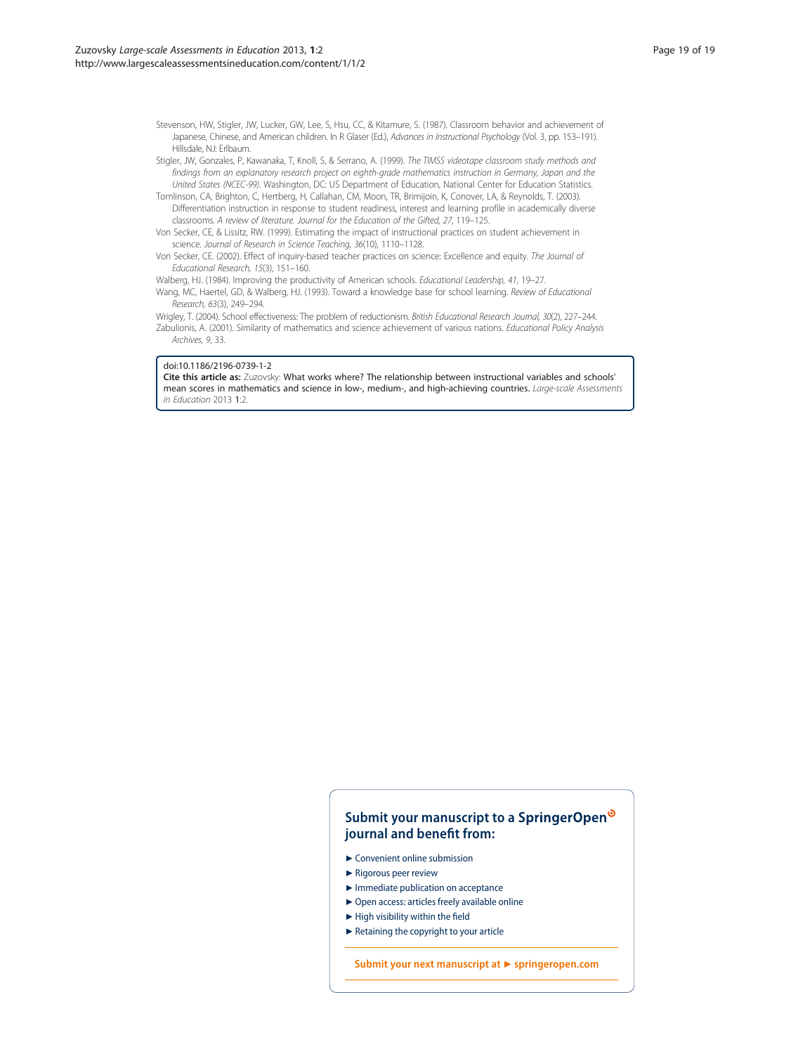Stevenson, HW, Stigler, JW, Lucker, GW, Lee, S, Hsu, CC, & Kitamure, S. (1987). Classroom behavior and achievement of Japanese, Chinese, and American children. In R Glaser (Ed.), *Advances in Instructional Psychology* (Vol. 3, pp. 153–191). Hillsdale, NJ: Erlbaum.

Stigler, JW, Gonzales, P, Kawanaka, T, Knoll, S, & Serrano, A. (1999). *The TIMSS videotape classroom study methods and findings from an explanatory research project on eighth-grade mathematics instruction in Germany, Japan and the United States (NCEC-99)*. Washington, DC: US Department of Education, National Center for Education Statistics.

Tomlinson, CA, Brighton, C, Hertberg, H, Callahan, CM, Moon, TR, Brimijoin, K, Conover, LA, & Reynolds, T. (2003). Differentiation instruction in response to student readiness, interest and learning profile in academically diverse classrooms. *A review of literature. Journal for the Education of the Gifted, 27*, 119–125.

Von Secker, CE, & Lissitz, RW. (1999). Estimating the impact of instructional practices on student achievement in science. *Journal of Research in Science Teaching, 36*(10), 1110–1128.

Von Secker, CE. (2002). Effect of inquiry-based teacher practices on science: Excellence and equity. *The Journal of Educational Research, 15*(3), 151–160.

Walberg, HJ. (1984). Improving the productivity of American schools. *Educational Leadership, 41*, 19–27.

Wang, MC, Haertel, GD, & Walberg, HJ. (1993). Toward a knowledge base for school learning. *Review of Educational Research, 63*(3), 249–294.

Wrigley, T. (2004). School effectiveness: The problem of reductionism. *British Educational Research Journal, 30*(2), 227–244.

Zabulionis, A. (2001). Similarity of mathematics and science achievement of various nations. *Educational Policy Analysis Archives, 9*, 33.

doi:10.1186/2196-0739-1-2

**Cite this article as:** Zuzovsky: What works where? The relationship between instructional variables and schools' mean scores in mathematics and science in low-, medium-, and high-achieving countries. *Large-scale Assessments in Education* 2013 **1**:2.

**Submit your manuscript to a SpringerOpen journal and benefit from:**

- ► Convenient online submission
- ► Rigorous peer review
- ► Immediate publication on acceptance
- ► Open access: articles freely available online
- ► High visibility within the field
- ► Retaining the copyright to your article

**Submit your next manuscript at ► springeropen.com**